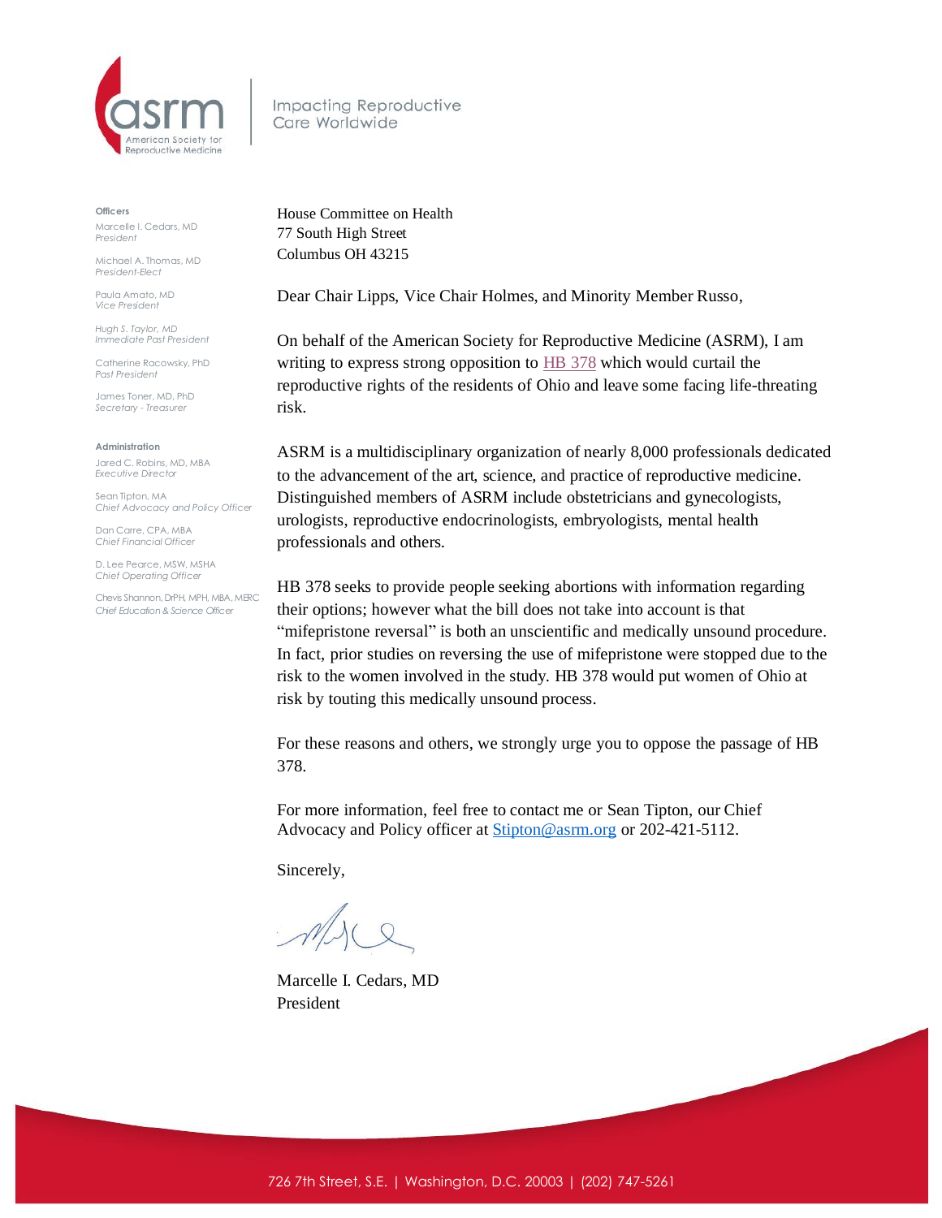asrm
American Society for Reproductive Medicine

Impacting Reproductive Care Worldwide

**Officers**

Marcelle I. Cedars, MD
*President*

Michael A. Thomas, MD
*President-Elect*

Paula Amato, MD
*Vice President*

Hugh S. Taylor, MD
*Immediate Past President*

Catherine Racowsky, PhD
*Past President*

James Toner, MD, PhD
*Secretary - Treasurer*

**Administration**

Jared C. Robins, MD, MBA
*Executive Director*

Sean Tipton, MA
*Chief Advocacy and Policy Officer*

Dan Carre, CPA, MBA
*Chief Financial Officer*

D. Lee Pearce, MSW, MSHA
*Chief Operating Officer*

Chevis Shannon, DrPH, MPH, MBA, MERC
*Chief Education & Science Officer*

House Committee on Health
77 South High Street
Columbus OH 43215

Dear Chair Lipps, Vice Chair Holmes, and Minority Member Russo,

On behalf of the American Society for Reproductive Medicine (ASRM), I am writing to express strong opposition to HB 378 which would curtail the reproductive rights of the residents of Ohio and leave some facing life-threating risk.

ASRM is a multidisciplinary organization of nearly 8,000 professionals dedicated to the advancement of the art, science, and practice of reproductive medicine. Distinguished members of ASRM include obstetricians and gynecologists, urologists, reproductive endocrinologists, embryologists, mental health professionals and others.

HB 378 seeks to provide people seeking abortions with information regarding their options; however what the bill does not take into account is that "mifepristone reversal" is both an unscientific and medically unsound procedure. In fact, prior studies on reversing the use of mifepristone were stopped due to the risk to the women involved in the study. HB 378 would put women of Ohio at risk by touting this medically unsound process.

For these reasons and others, we strongly urge you to oppose the passage of HB 378.

For more information, feel free to contact me or Sean Tipton, our Chief Advocacy and Policy officer at Stipton@asrm.org or 202-421-5112.

Sincerely,

Marcelle I. Cedars, MD
President

726 7th Street, S.E. | Washington, D.C. 20003 | (202) 747-5261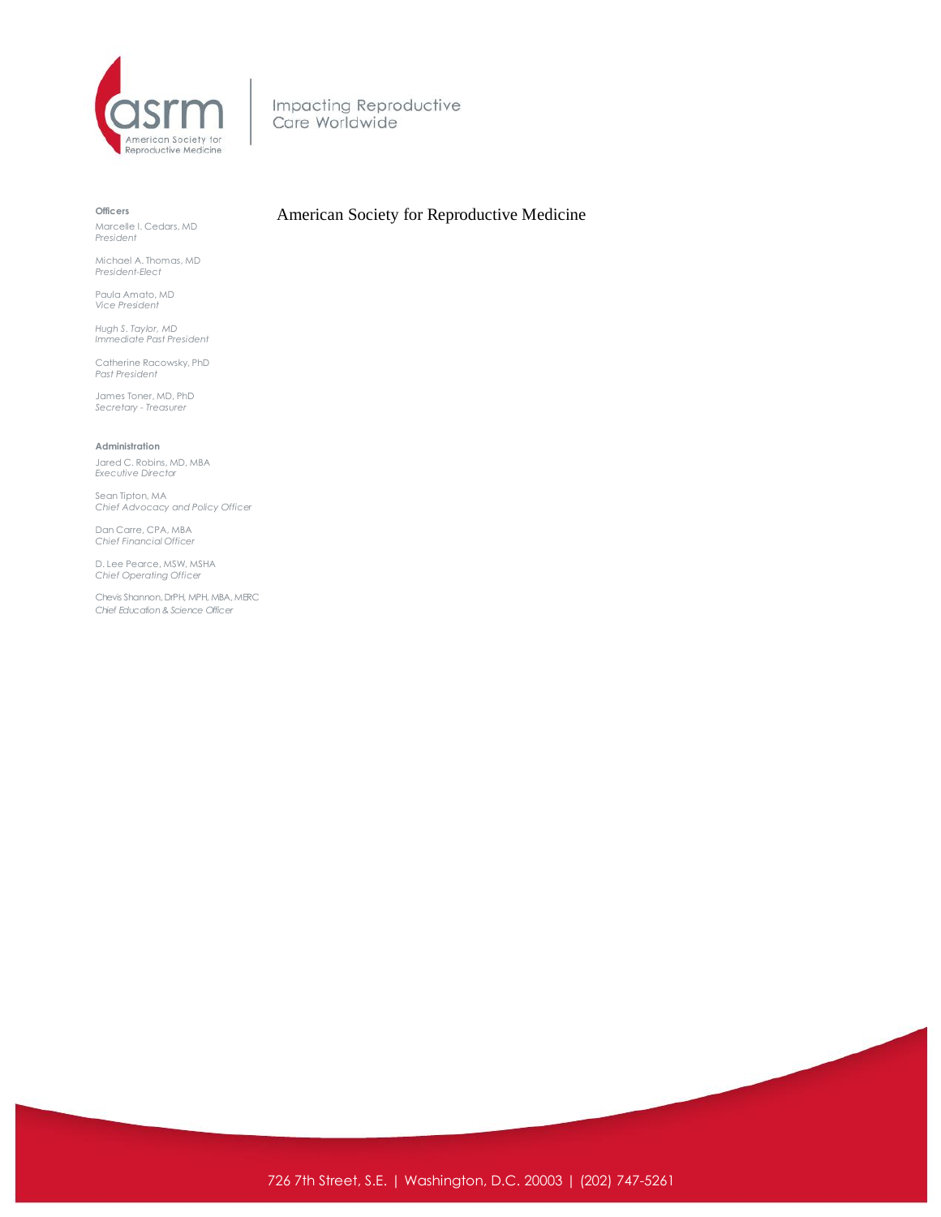Impacting Reproductive Care Worldwide

**Officers**

Marcelle I. Cedars, MD
*President*

Michael A. Thomas, MD
*President-Elect*

Paula Amato, MD
*Vice President*

*Hugh S. Taylor, MD*
*Immediate Past President*

Catherine Racowsky, PhD
*Past President*

James Toner, MD, PhD
*Secretary - Treasurer*

**Administration**

Jared C. Robins, MD, MBA
*Executive Director*

Sean Tipton, MA
*Chief Advocacy and Policy Officer*

Dan Carre, CPA, MBA
*Chief Financial Officer*

D. Lee Pearce, MSW, MSHA
*Chief Operating Officer*

Chevis Shannon, DrPH, MPH, MBA, MERC
*Chief Education & Science Officer*

American Society for Reproductive Medicine

726 7th Street, S.E. | Washington, D.C. 20003 | (202) 747-5261